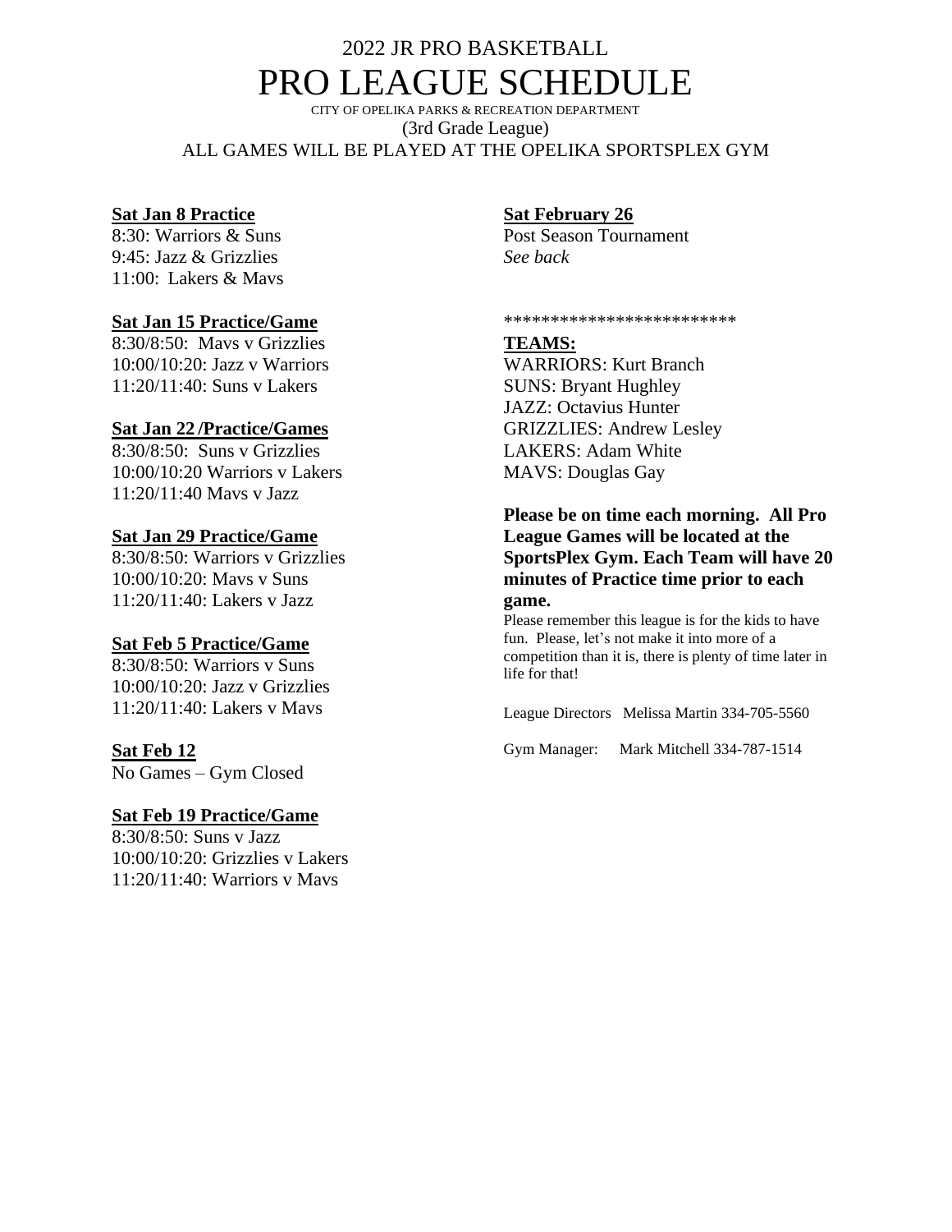# 2022 JR PRO BASKETBALL

# PRO LEAGUE SCHEDULE

CITY OF OPELIKA PARKS & RECREATION DEPARTMENT

(3rd Grade League)

ALL GAMES WILL BE PLAYED AT THE OPELIKA SPORTSPLEX GYM

**Sat Jan 8 Practice**

8:30: Warriors & Suns
9:45: Jazz & Grizzlies
11:00: Lakers & Mavs

**Sat Jan 15 Practice/Game**

8:30/8:50: Mavs v Grizzlies
10:00/10:20: Jazz v Warriors
11:20/11:40: Suns v Lakers

**Sat Jan 22 /Practice/Games**

8:30/8:50: Suns v Grizzlies
10:00/10:20 Warriors v Lakers
11:20/11:40 Mavs v Jazz

**Sat Jan 29 Practice/Game**

8:30/8:50: Warriors v Grizzlies
10:00/10:20: Mavs v Suns
11:20/11:40: Lakers v Jazz

**Sat Feb 5 Practice/Game**

8:30/8:50: Warriors v Suns
10:00/10:20: Jazz v Grizzlies
11:20/11:40: Lakers v Mavs

**Sat Feb 12**

No Games – Gym Closed

**Sat Feb 19 Practice/Game**

8:30/8:50: Suns v Jazz
10:00/10:20: Grizzlies v Lakers
11:20/11:40: Warriors v Mavs

**Sat February 26**

Post Season Tournament
*See back*

*************************

**TEAMS:**

WARRIORS: Kurt Branch
SUNS: Bryant Hughley
JAZZ: Octavius Hunter
GRIZZLIES: Andrew Lesley
LAKERS: Adam White
MAVS: Douglas Gay

**Please be on time each morning. All Pro League Games will be located at the SportsPlex Gym. Each Team will have 20 minutes of Practice time prior to each game.**

Please remember this league is for the kids to have fun. Please, let's not make it into more of a competition than it is, there is plenty of time later in life for that!

League Directors Melissa Martin 334-705-5560

Gym Manager: Mark Mitchell 334-787-1514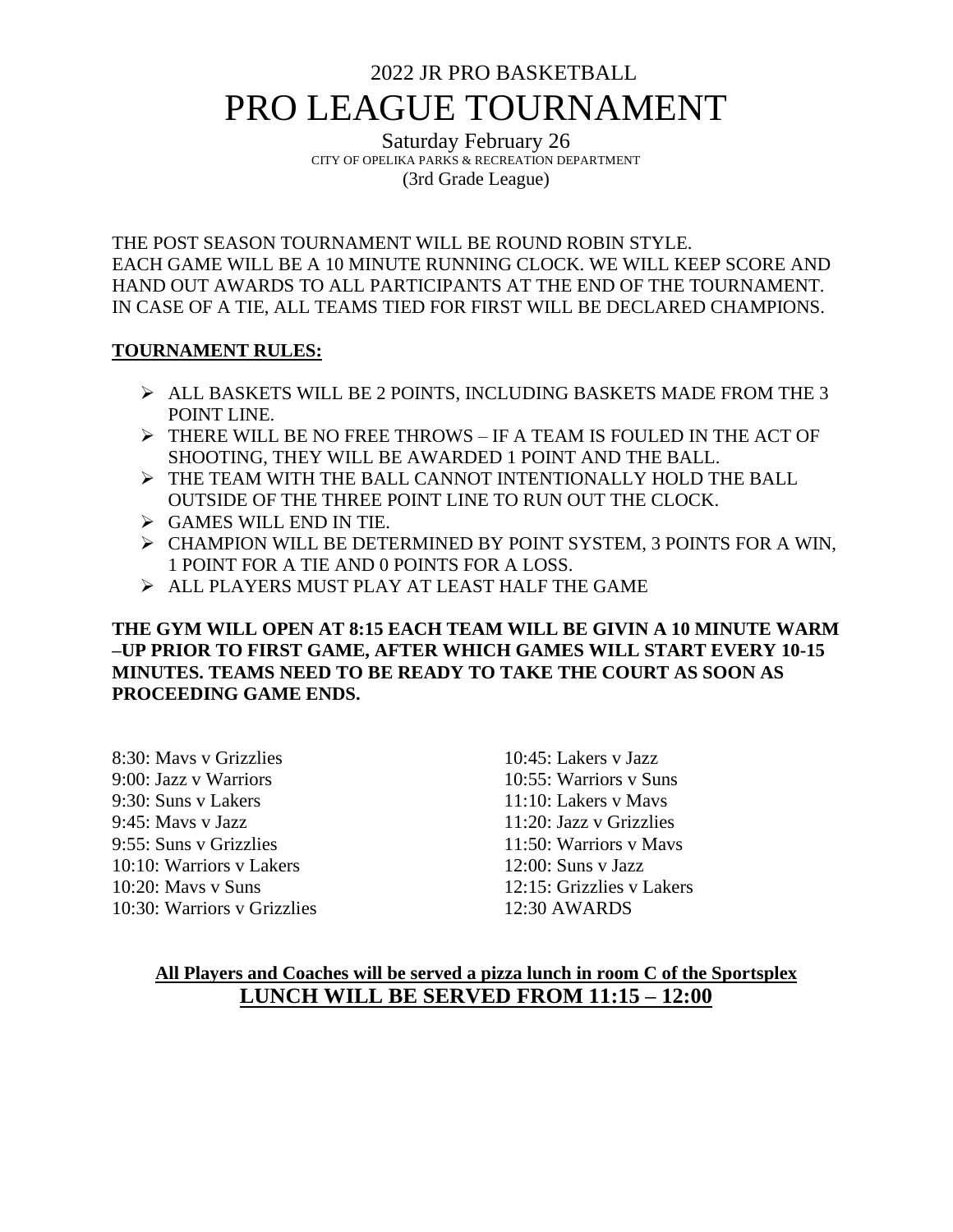# 2022 JR PRO BASKETBALL

# PRO LEAGUE TOURNAMENT

Saturday February 26

CITY OF OPELIKA PARKS & RECREATION DEPARTMENT

(3rd Grade League)

THE POST SEASON TOURNAMENT WILL BE ROUND ROBIN STYLE.
EACH GAME WILL BE A 10 MINUTE RUNNING CLOCK. WE WILL KEEP SCORE AND HAND OUT AWARDS TO ALL PARTICIPANTS AT THE END OF THE TOURNAMENT. IN CASE OF A TIE, ALL TEAMS TIED FOR FIRST WILL BE DECLARED CHAMPIONS.

**TOURNAMENT RULES:**

- ALL BASKETS WILL BE 2 POINTS, INCLUDING BASKETS MADE FROM THE 3 POINT LINE.
- THERE WILL BE NO FREE THROWS – IF A TEAM IS FOULED IN THE ACT OF SHOOTING, THEY WILL BE AWARDED 1 POINT AND THE BALL.
- THE TEAM WITH THE BALL CANNOT INTENTIONALLY HOLD THE BALL OUTSIDE OF THE THREE POINT LINE TO RUN OUT THE CLOCK.
- GAMES WILL END IN TIE.
- CHAMPION WILL BE DETERMINED BY POINT SYSTEM, 3 POINTS FOR A WIN, 1 POINT FOR A TIE AND 0 POINTS FOR A LOSS.
- ALL PLAYERS MUST PLAY AT LEAST HALF THE GAME

**THE GYM WILL OPEN AT 8:15 EACH TEAM WILL BE GIVIN A 10 MINUTE WARM –UP PRIOR TO FIRST GAME, AFTER WHICH GAMES WILL START EVERY 10-15 MINUTES. TEAMS NEED TO BE READY TO TAKE THE COURT AS SOON AS PROCEEDING GAME ENDS.**

8:30: Mavs v Grizzlies
9:00: Jazz v Warriors
9:30: Suns v Lakers
9:45: Mavs v Jazz
9:55: Suns v Grizzlies
10:10: Warriors v Lakers
10:20: Mavs v Suns
10:30: Warriors v Grizzlies
10:45: Lakers v Jazz
10:55: Warriors v Suns
11:10: Lakers v Mavs
11:20: Jazz v Grizzlies
11:50: Warriors v Mavs
12:00: Suns v Jazz
12:15: Grizzlies v Lakers
12:30 AWARDS

**All Players and Coaches will be served a pizza lunch in room C of the Sportsplex**

**LUNCH WILL BE SERVED FROM 11:15 – 12:00**